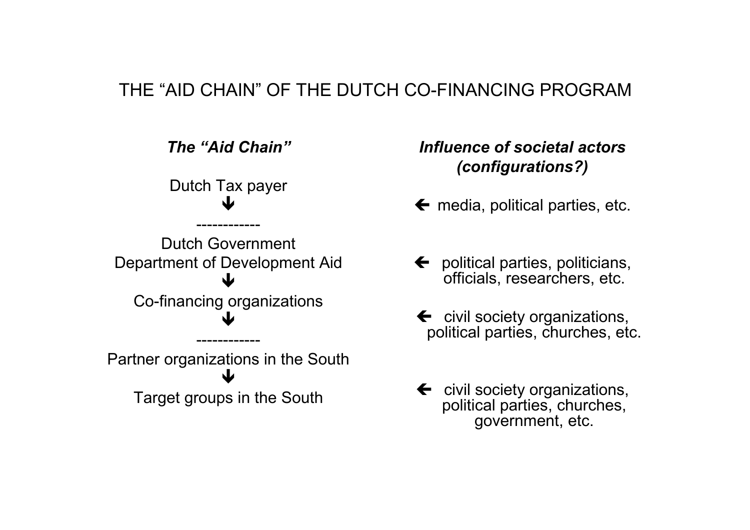# THE "AID CHAIN" OF THE DUTCH CO-FINANCING PROGRAM

| ***The "Aid Chain"*** | ***Influence of societal actors (configurations?)*** |
| --- | --- |
| Dutch Tax payer | |
| ↓ | ← media, political parties, etc. |
| ------------ | |
| Dutch Government<br>Department of Development Aid | ← political parties, politicians, officials, researchers, etc. |
| ↓ | |
| Co-financing organizations | |
| ↓ | ← civil society organizations, political parties, churches, etc. |
| ------------ | |
| Partner organizations in the South | |
| ↓ | |
| Target groups in the South | ← civil society organizations, political parties, churches, government, etc. |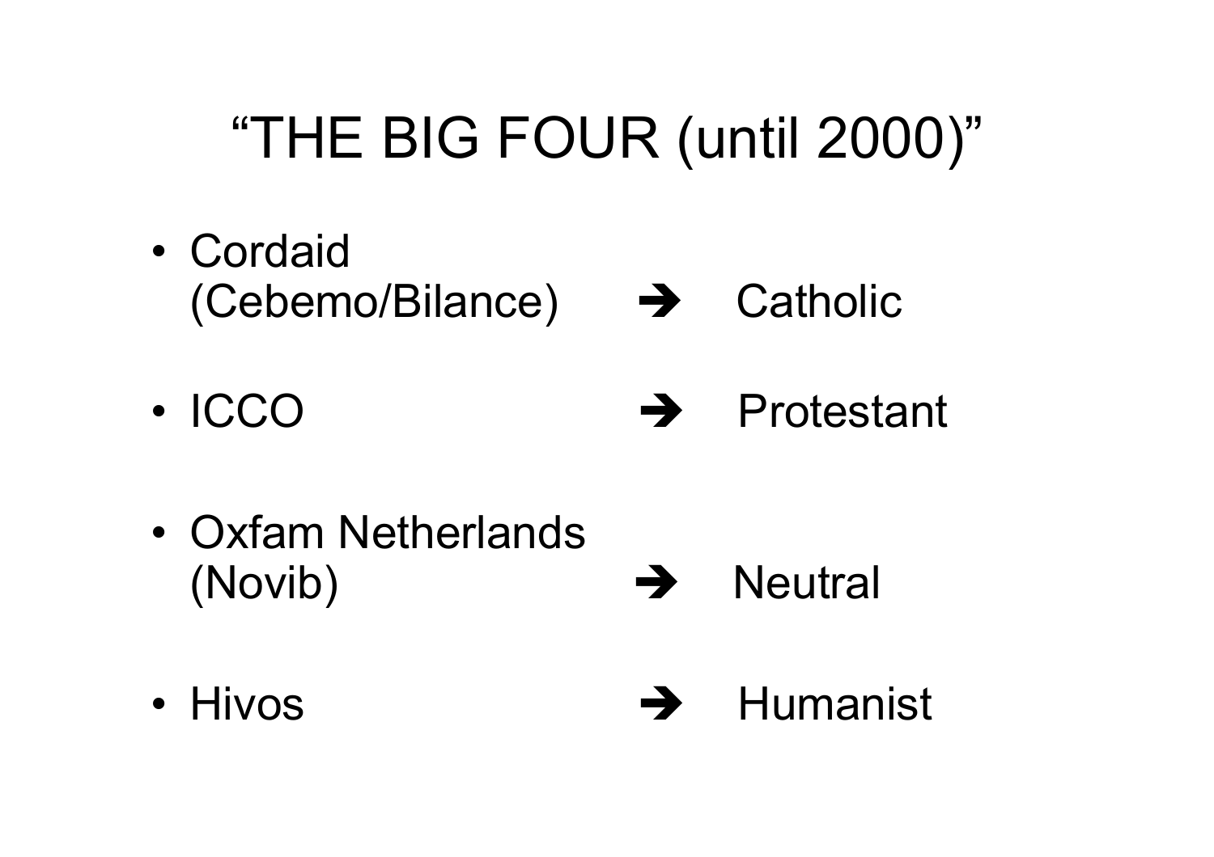# "THE BIG FOUR (until 2000)"

- Cordaid (Cebemo/Bilance) ➔ Catholic
- ICCO ➔ Protestant
- Oxfam Netherlands (Novib) ➔ Neutral
- Hivos ➔ Humanist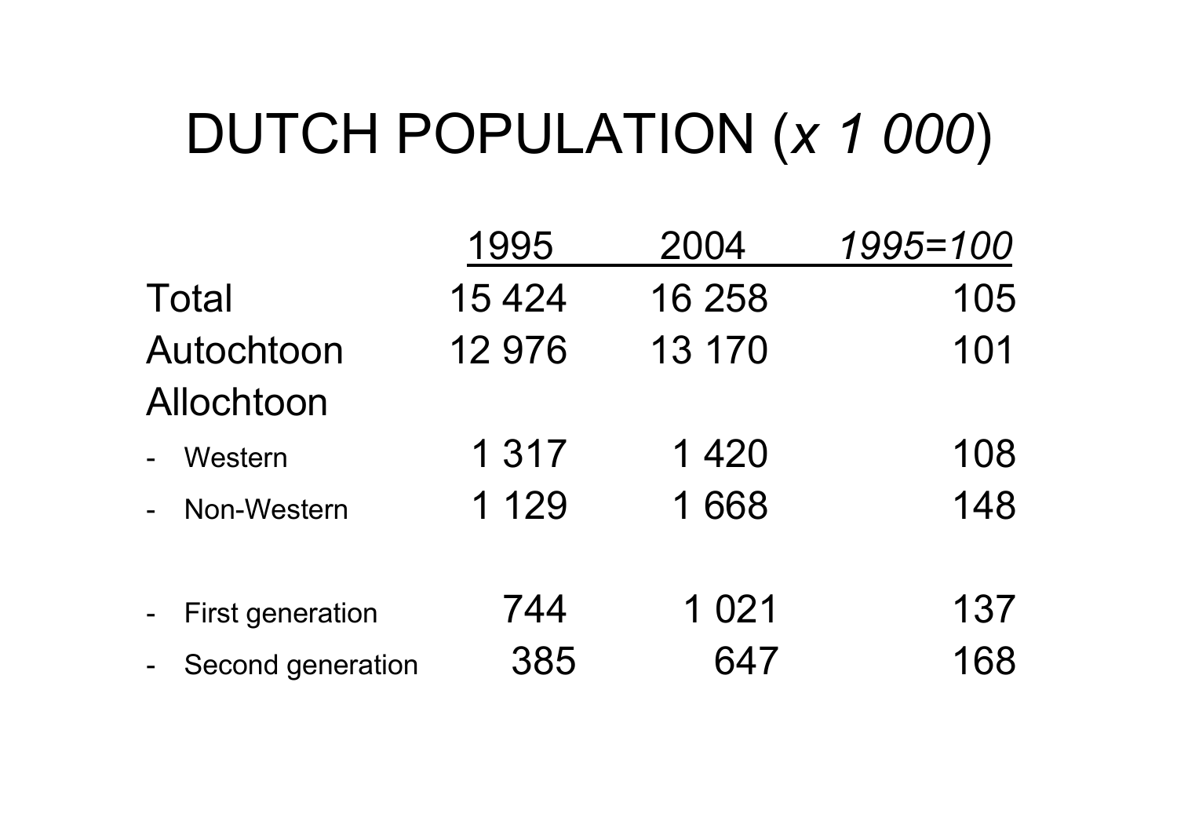# DUTCH POPULATION (*x 1 000*)

| | 1995 | 2004 | *1995=100* |
|---|---|---|---|
| Total | 15 424 | 16 258 | 105 |
| Autochtoon | 12 976 | 13 170 | 101 |
| Allochtoon | | | |
| - Western | 1 317 | 1 420 | 108 |
| - Non-Western | 1 129 | 1 668 | 148 |
| | | | |
| - First generation | 744 | 1 021 | 137 |
| - Second generation | 385 | 647 | 168 |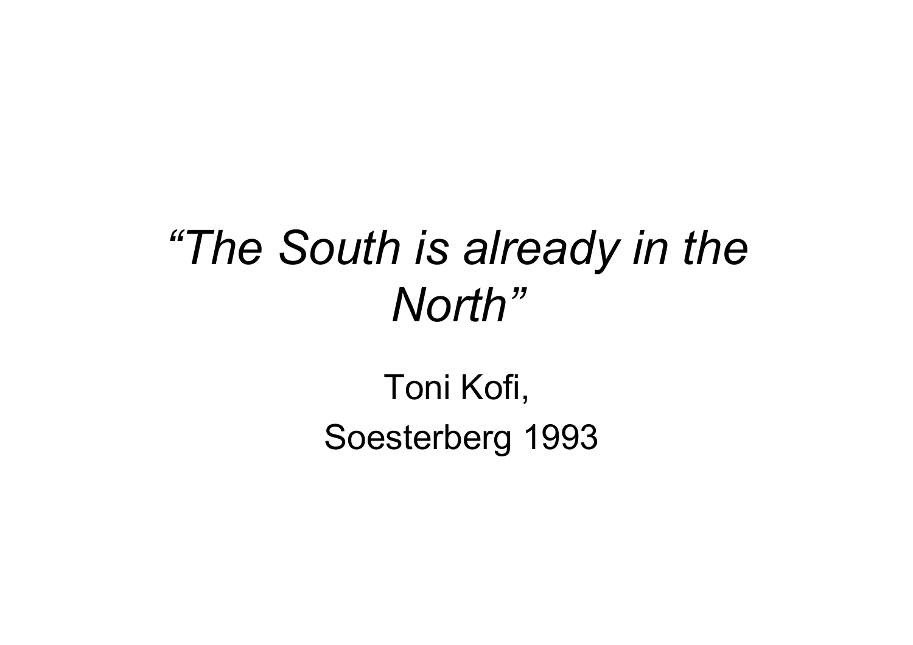# *"The South is already in the North"*

Toni Kofi,

Soesterberg 1993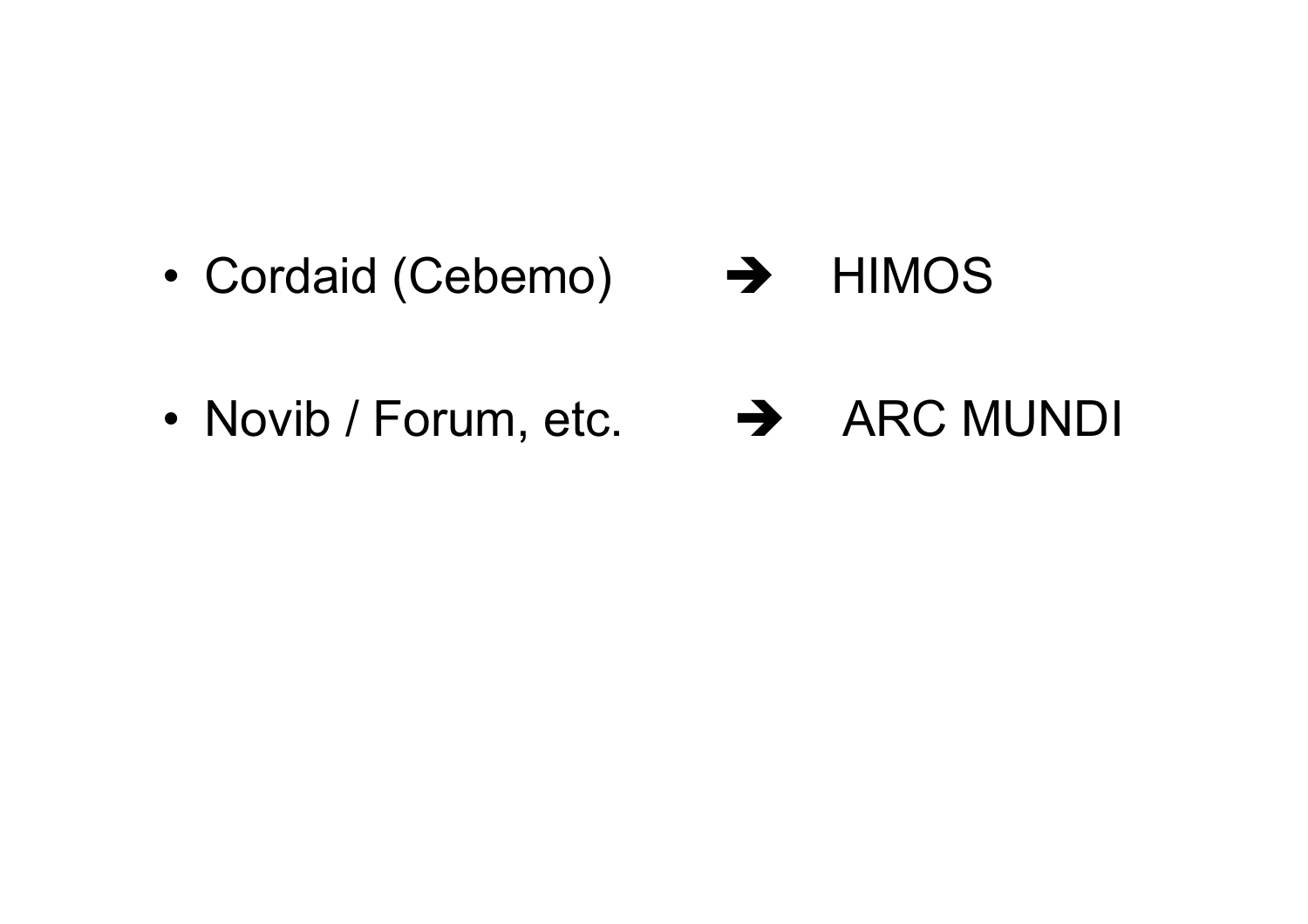- Cordaid (Cebemo) ➔ HIMOS
- Novib / Forum, etc. ➔ ARC MUNDI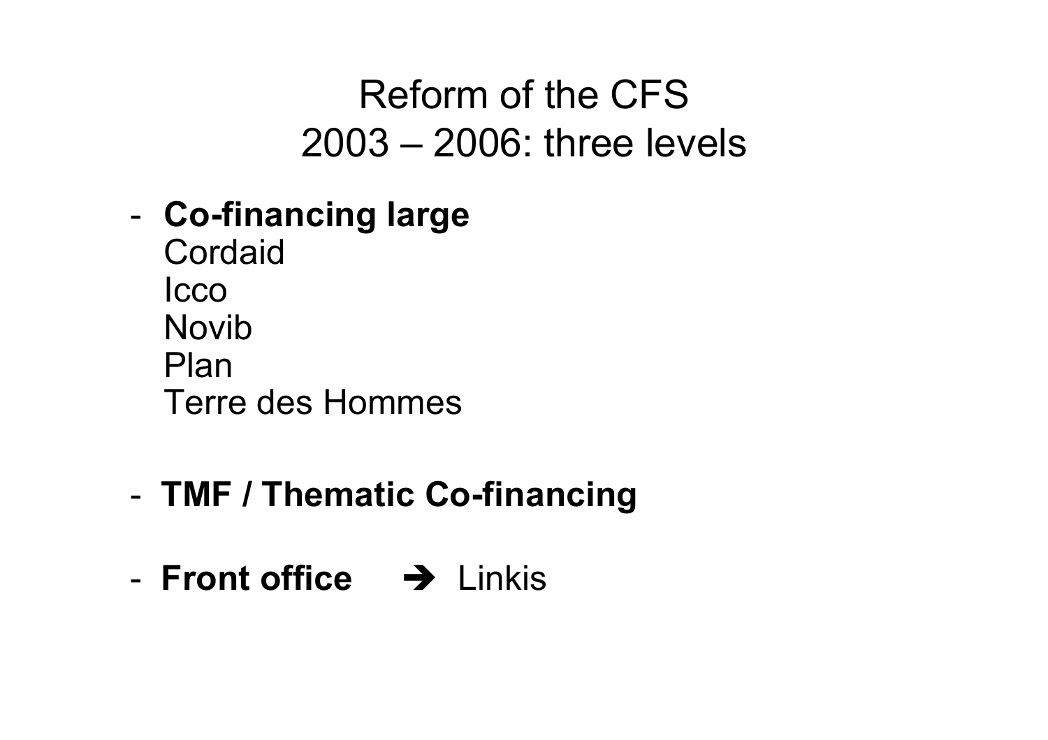# Reform of the CFS 2003 – 2006: three levels

- **Co-financing large**
  Cordaid
  Icco
  Novib
  Plan
  Terre des Hommes

- **TMF / Thematic Co-financing**

- **Front office** ➔ Linkis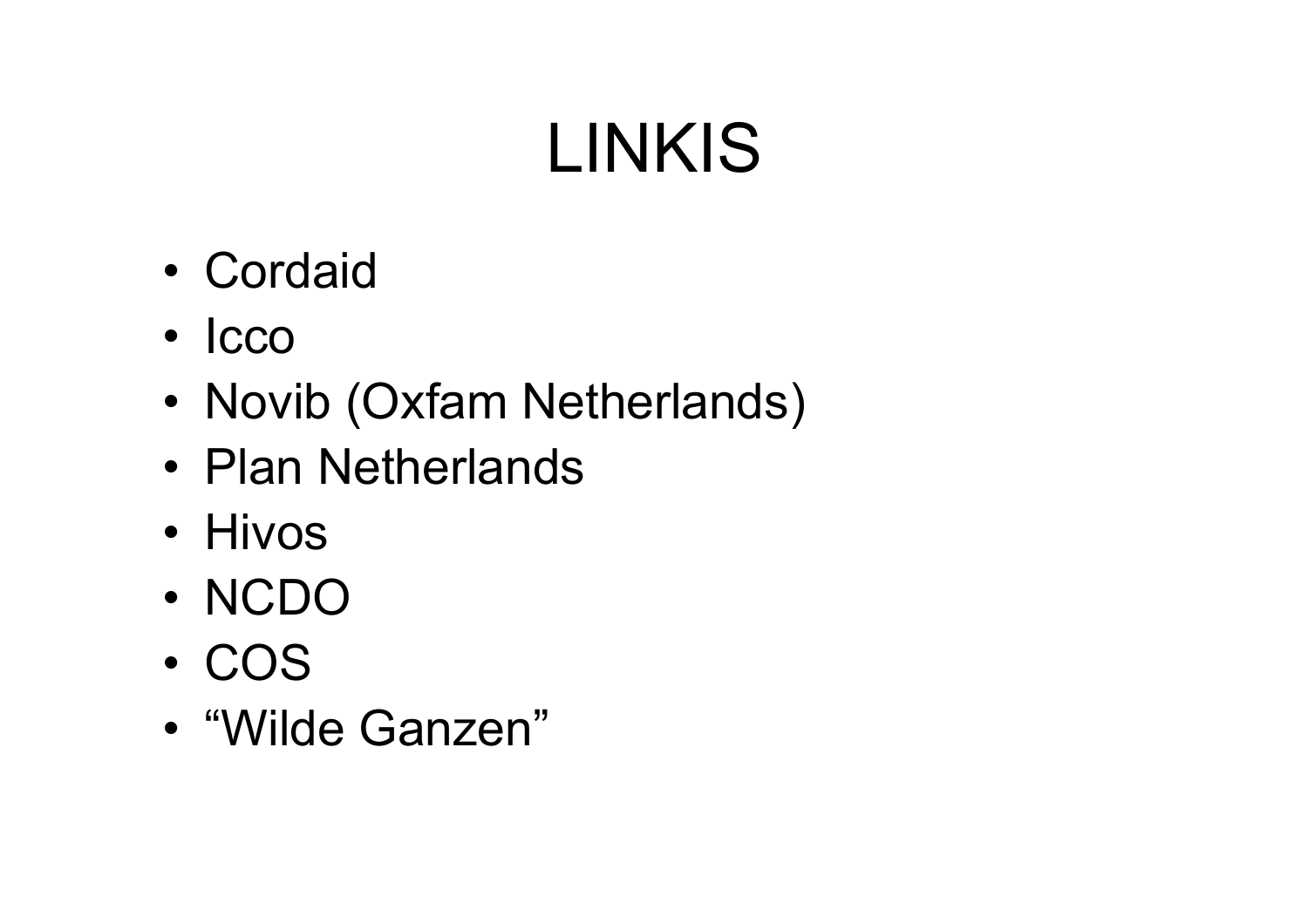# LINKIS

- Cordaid
- Icco
- Novib (Oxfam Netherlands)
- Plan Netherlands
- Hivos
- NCDO
- COS
- “Wilde Ganzen”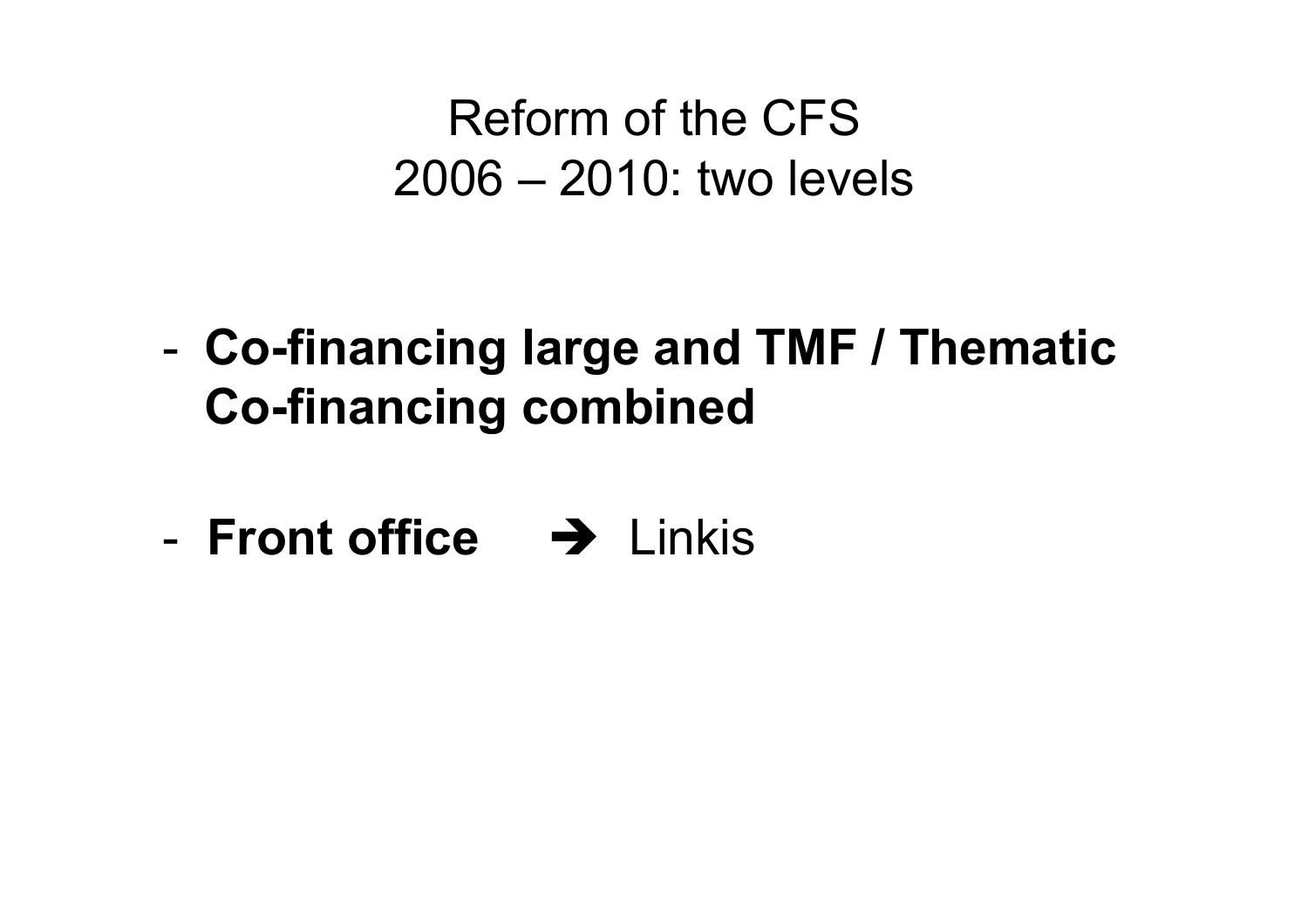# Reform of the CFS
## 2006 – 2010: two levels

- **Co-financing large and TMF / Thematic Co-financing combined**

- **Front office** ➔ Linkis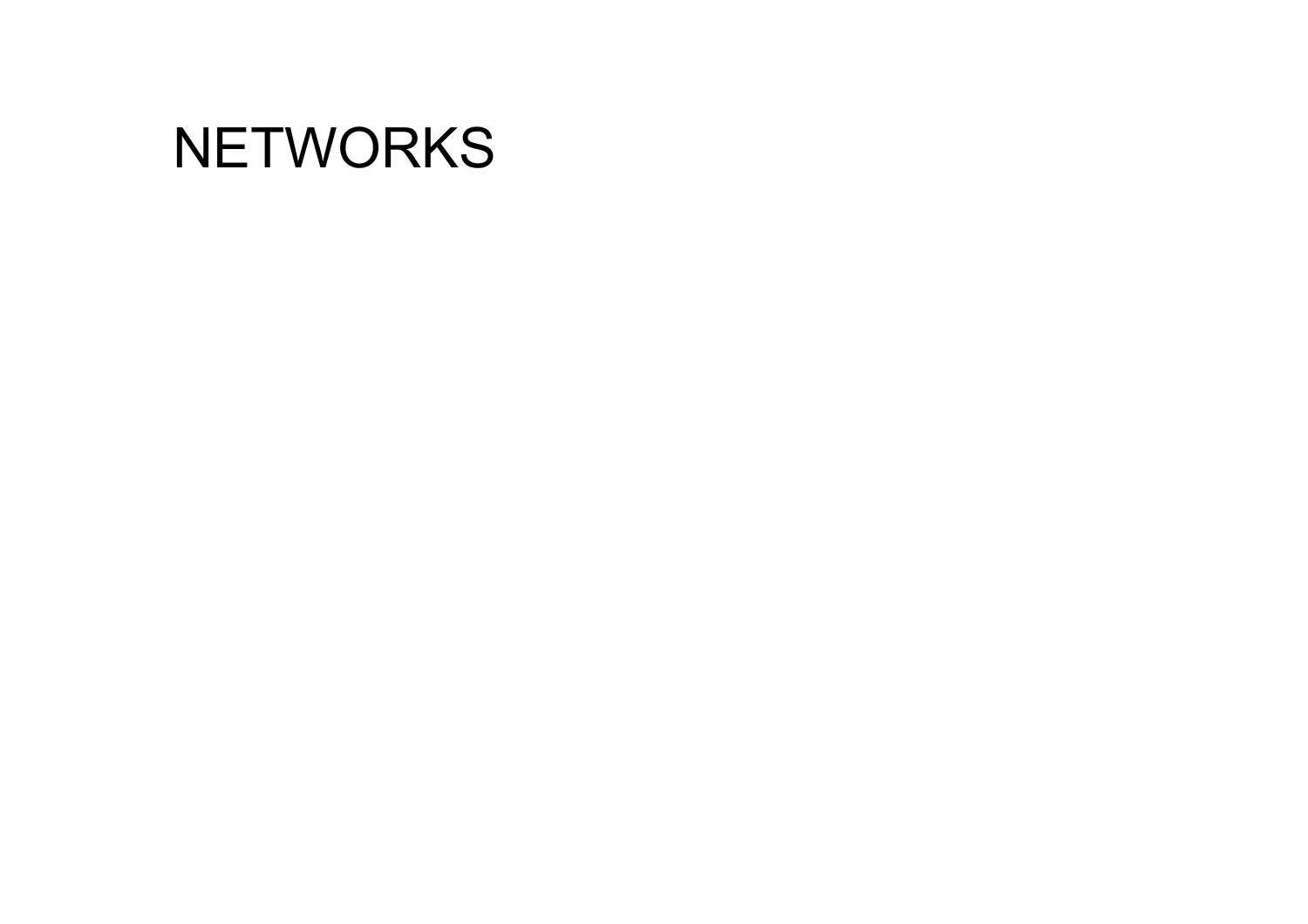# NETWORKS